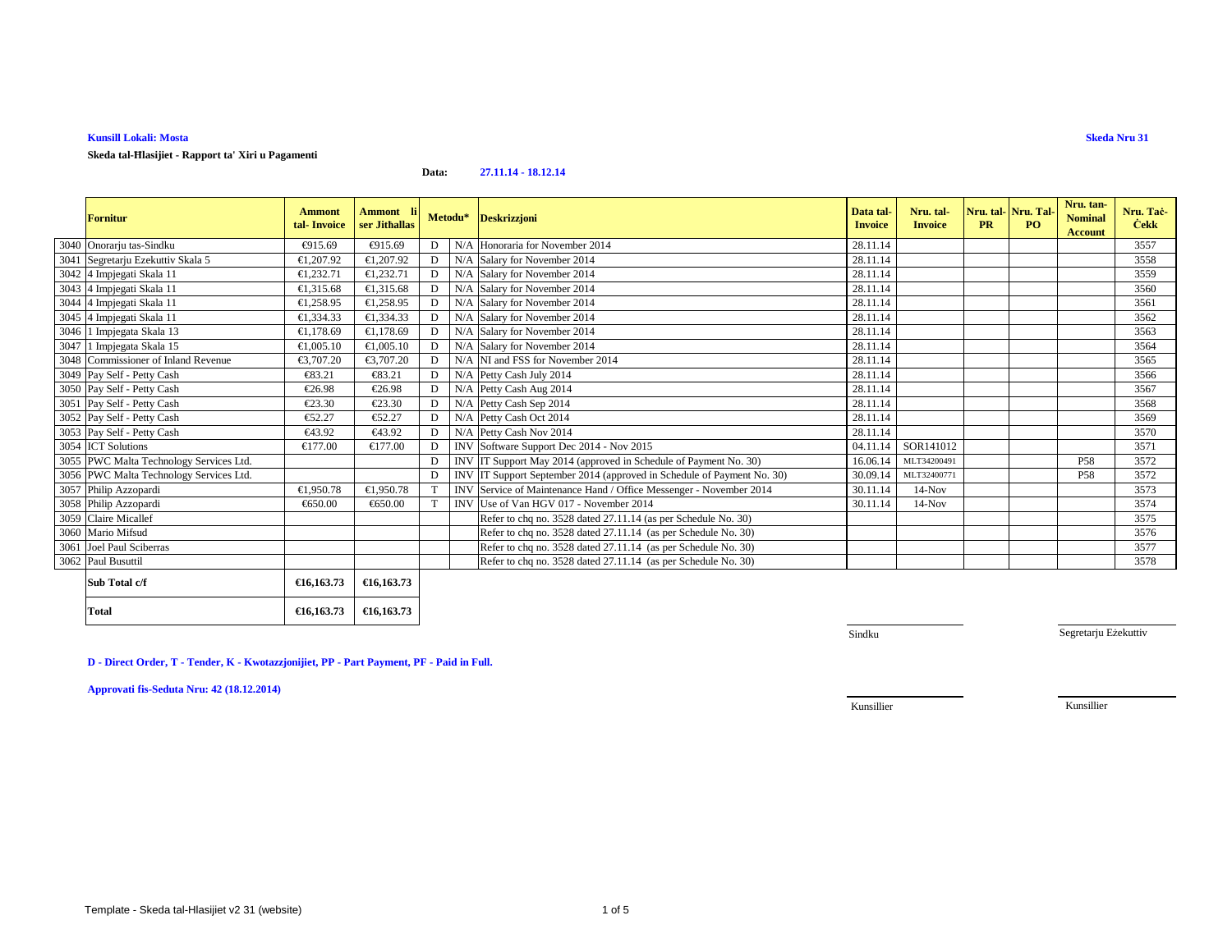**Kunsill Lokali: Mosta**

**Skeda Nru 31**

**Skeda tal-Ħlasijiet - Rapport ta' Xiri u Pagamenti**

**Data: 27.11.14 - 18.12.14**

| | Fornitur | Ammont tal- Invoice | Ammont li ser Jithallas | Metodu* | | Deskrizzjoni | Data tal-Invoice | Nru. tal-Invoice | Nru. tal-PR | Nru. Tal-PO | Nru. tan-Nominal Account | Nru. Taċ-Ċekk |
|---|---|---|---|---|---|---|---|---|---|---|---|---|
| 3040 | Onorarju tas-Sindku | €915.69 | €915.69 | D | N/A | Honoraria for November 2014 | 28.11.14 | | | | | 3557 |
| 3041 | Segretarju Ezekuttiv Skala 5 | €1,207.92 | €1,207.92 | D | N/A | Salary for November 2014 | 28.11.14 | | | | | 3558 |
| 3042 | 4 Impjegati Skala 11 | €1,232.71 | €1,232.71 | D | N/A | Salary for November 2014 | 28.11.14 | | | | | 3559 |
| 3043 | 4 Impjegati Skala 11 | €1,315.68 | €1,315.68 | D | N/A | Salary for November 2014 | 28.11.14 | | | | | 3560 |
| 3044 | 4 Impjegati Skala 11 | €1,258.95 | €1,258.95 | D | N/A | Salary for November 2014 | 28.11.14 | | | | | 3561 |
| 3045 | 4 Impjegati Skala 11 | €1,334.33 | €1,334.33 | D | N/A | Salary for November 2014 | 28.11.14 | | | | | 3562 |
| 3046 | 1 Impjegata Skala 13 | €1,178.69 | €1,178.69 | D | N/A | Salary for November 2014 | 28.11.14 | | | | | 3563 |
| 3047 | 1 Impjegata Skala 15 | €1,005.10 | €1,005.10 | D | N/A | Salary for November 2014 | 28.11.14 | | | | | 3564 |
| 3048 | Commissioner of Inland Revenue | €3,707.20 | €3,707.20 | D | N/A | NI and FSS for November 2014 | 28.11.14 | | | | | 3565 |
| 3049 | Pay Self - Petty Cash | €83.21 | €83.21 | D | N/A | Petty Cash July 2014 | 28.11.14 | | | | | 3566 |
| 3050 | Pay Self - Petty Cash | €26.98 | €26.98 | D | N/A | Petty Cash Aug 2014 | 28.11.14 | | | | | 3567 |
| 3051 | Pay Self - Petty Cash | €23.30 | €23.30 | D | N/A | Petty Cash Sep 2014 | 28.11.14 | | | | | 3568 |
| 3052 | Pay Self - Petty Cash | €52.27 | €52.27 | D | N/A | Petty Cash Oct 2014 | 28.11.14 | | | | | 3569 |
| 3053 | Pay Self - Petty Cash | €43.92 | €43.92 | D | N/A | Petty Cash Nov 2014 | 28.11.14 | | | | | 3570 |
| 3054 | ICT Solutions | €177.00 | €177.00 | D | INV | Software Support Dec 2014 - Nov 2015 | 04.11.14 | SOR141012 | | | | 3571 |
| 3055 | PWC Malta Technology Services Ltd. | | | D | INV | IT Support May 2014 (approved in Schedule of Payment No. 30) | 16.06.14 | MLT34200491 | | | P58 | 3572 |
| 3056 | PWC Malta Technology Services Ltd. | | | D | INV | IT Support September 2014 (approved in Schedule of Payment No. 30) | 30.09.14 | MLT32400771 | | | P58 | 3572 |
| 3057 | Philip Azzopardi | €1,950.78 | €1,950.78 | T | INV | Service of Maintenance Hand / Office Messenger - November 2014 | 30.11.14 | 14-Nov | | | | 3573 |
| 3058 | Philip Azzopardi | €650.00 | €650.00 | T | INV | Use of Van HGV 017 - November 2014 | 30.11.14 | 14-Nov | | | | 3574 |
| 3059 | Claire Micallef | | | | | Refer to chq no. 3528 dated 27.11.14 (as per Schedule No. 30) | | | | | | 3575 |
| 3060 | Mario Mifsud | | | | | Refer to chq no. 3528 dated 27.11.14 (as per Schedule No. 30) | | | | | | 3576 |
| 3061 | Joel Paul Sciberras | | | | | Refer to chq no. 3528 dated 27.11.14 (as per Schedule No. 30) | | | | | | 3577 |
| 3062 | Paul Busuttil | | | | | Refer to chq no. 3528 dated 27.11.14 (as per Schedule No. 30) | | | | | | 3578 |
| | **Sub Total c/f** | **€16,163.73** | **€16,163.73** | | | | | | | | | |
| | **Total** | **€16,163.73** | **€16,163.73** | | | | | | | | | |

Sindku

Segretarju Eżekuttiv

**D - Direct Order, T - Tender, K - Kwotazzjonijiet, PP - Part Payment, PF - Paid in Full.**

**Approvati fis-Seduta Nru: 42 (18.12.2014)**

Kunsillier

Kunsillier

Template - Skeda tal-Hlasijiet v2 31 (website)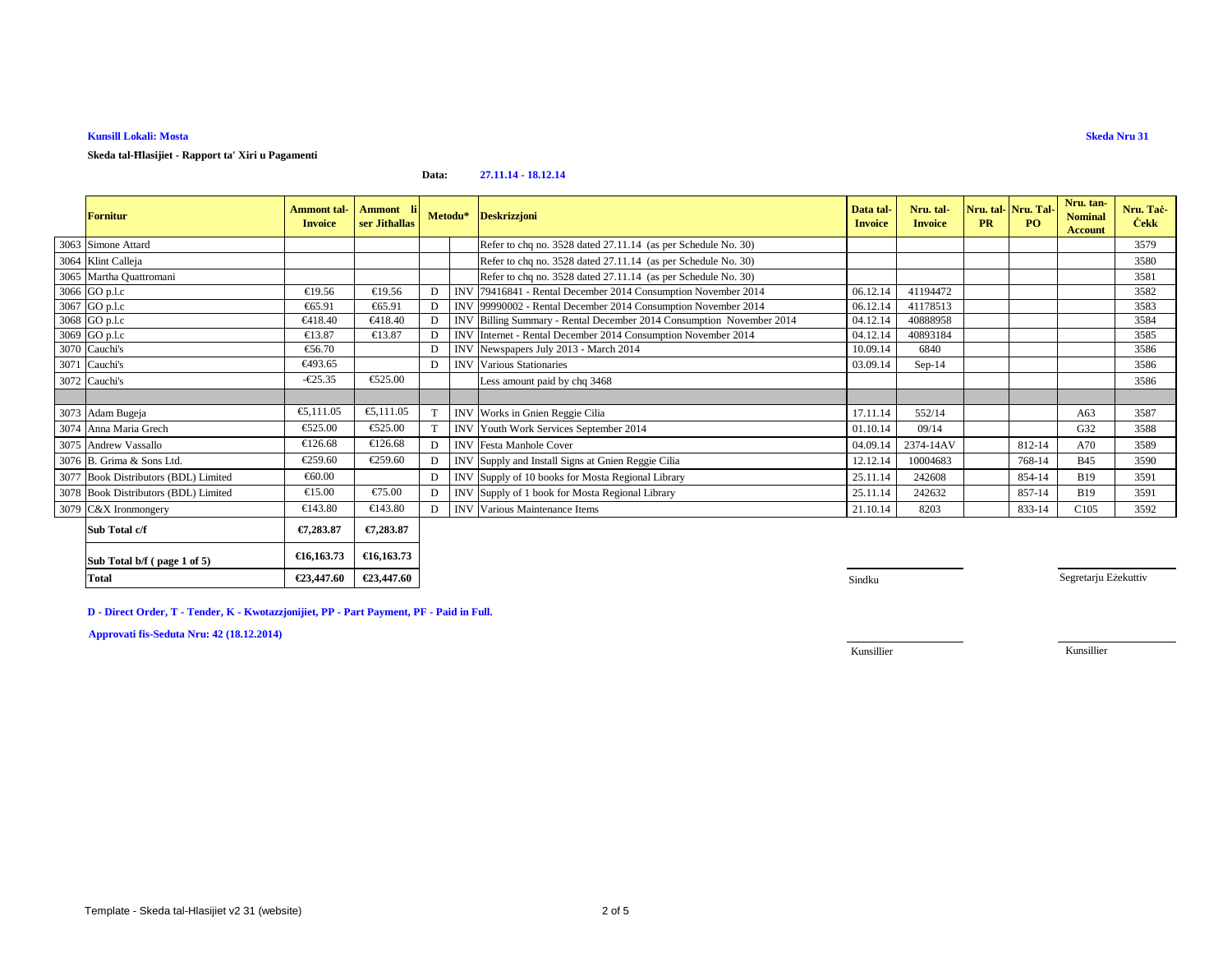**Kunsill Lokali: Mosta**

**Skeda Nru 31**

**Skeda tal-Ħlasijiet - Rapport ta' Xiri u Pagamenti**

**Data: 27.11.14 - 18.12.14**

| | Fornitur | Ammont tal-Invoice | Ammont li ser Jithallas | Metodu* | | Deskrizzjoni | Data tal-Invoice | Nru. tal-Invoice | Nru. tal-PR | Nru. Tal-PO | Nru. tan-Nominal Account | Nru. Taċ-Ċekk |
|---|---|---|---|---|---|---|---|---|---|---|---|---|
| 3063 | Simone Attard | | | | | Refer to chq no. 3528 dated 27.11.14 (as per Schedule No. 30) | | | | | | 3579 |
| 3064 | Klint Calleja | | | | | Refer to chq no. 3528 dated 27.11.14 (as per Schedule No. 30) | | | | | | 3580 |
| 3065 | Martha Quattromani | | | | | Refer to chq no. 3528 dated 27.11.14 (as per Schedule No. 30) | | | | | | 3581 |
| 3066 | GO p.l.c | €19.56 | €19.56 | D | INV | 79416841 - Rental December 2014 Consumption November 2014 | 06.12.14 | 41194472 | | | | 3582 |
| 3067 | GO p.l.c | €65.91 | €65.91 | D | INV | 99990002 - Rental December 2014 Consumption November 2014 | 06.12.14 | 41178513 | | | | 3583 |
| 3068 | GO p.l.c | €418.40 | €418.40 | D | INV | Billing Summary - Rental December 2014 Consumption November 2014 | 04.12.14 | 40888958 | | | | 3584 |
| 3069 | GO p.l.c | €13.87 | €13.87 | D | INV | Internet - Rental December 2014 Consumption November 2014 | 04.12.14 | 40893184 | | | | 3585 |
| 3070 | Cauchi's | €56.70 | | D | INV | Newspapers July 2013 - March 2014 | 10.09.14 | 6840 | | | | 3586 |
| 3071 | Cauchi's | €493.65 | | D | INV | Various Stationaries | 03.09.14 | Sep-14 | | | | 3586 |
| 3072 | Cauchi's | -€25.35 | €525.00 | | | Less amount paid by chq 3468 | | | | | | 3586 |
| | | | | | | | | | | | | |
| 3073 | Adam Bugeja | €5,111.05 | €5,111.05 | T | INV | Works in Gnien Reggie Cilia | 17.11.14 | 552/14 | | | A63 | 3587 |
| 3074 | Anna Maria Grech | €525.00 | €525.00 | T | INV | Youth Work Services September 2014 | 01.10.14 | 09/14 | | | G32 | 3588 |
| 3075 | Andrew Vassallo | €126.68 | €126.68 | D | INV | Festa Manhole Cover | 04.09.14 | 2374-14AV | | 812-14 | A70 | 3589 |
| 3076 | B. Grima & Sons Ltd. | €259.60 | €259.60 | D | INV | Supply and Install Signs at Gnien Reggie Cilia | 12.12.14 | 10004683 | | 768-14 | B45 | 3590 |
| 3077 | Book Distributors (BDL) Limited | €60.00 | | D | INV | Supply of 10 books for Mosta Regional Library | 25.11.14 | 242608 | | 854-14 | B19 | 3591 |
| 3078 | Book Distributors (BDL) Limited | €15.00 | €75.00 | D | INV | Supply of 1 book for Mosta Regional Library | 25.11.14 | 242632 | | 857-14 | B19 | 3591 |
| 3079 | C&X Ironmongery | €143.80 | €143.80 | D | INV | Various Maintenance Items | 21.10.14 | 8203 | | 833-14 | C105 | 3592 |
| | **Sub Total c/f** | **€7,283.87** | **€7,283.87** | | | | | | | | | |
| | **Sub Total b/f ( page 1 of 5)** | **€16,163.73** | **€16,163.73** | | | | | | | | | |
| | **Total** | **€23,447.60** | **€23,447.60** | | | | | | | | | |

Sindku

Segretarju Eżekuttiv

**D - Direct Order, T - Tender, K - Kwotazzjonijiet, PP - Part Payment, PF - Paid in Full.**

**Approvati fis-Seduta Nru: 42 (18.12.2014)**

Kunsillier

Kunsillier

Template - Skeda tal-Hlasijiet v2 31 (website)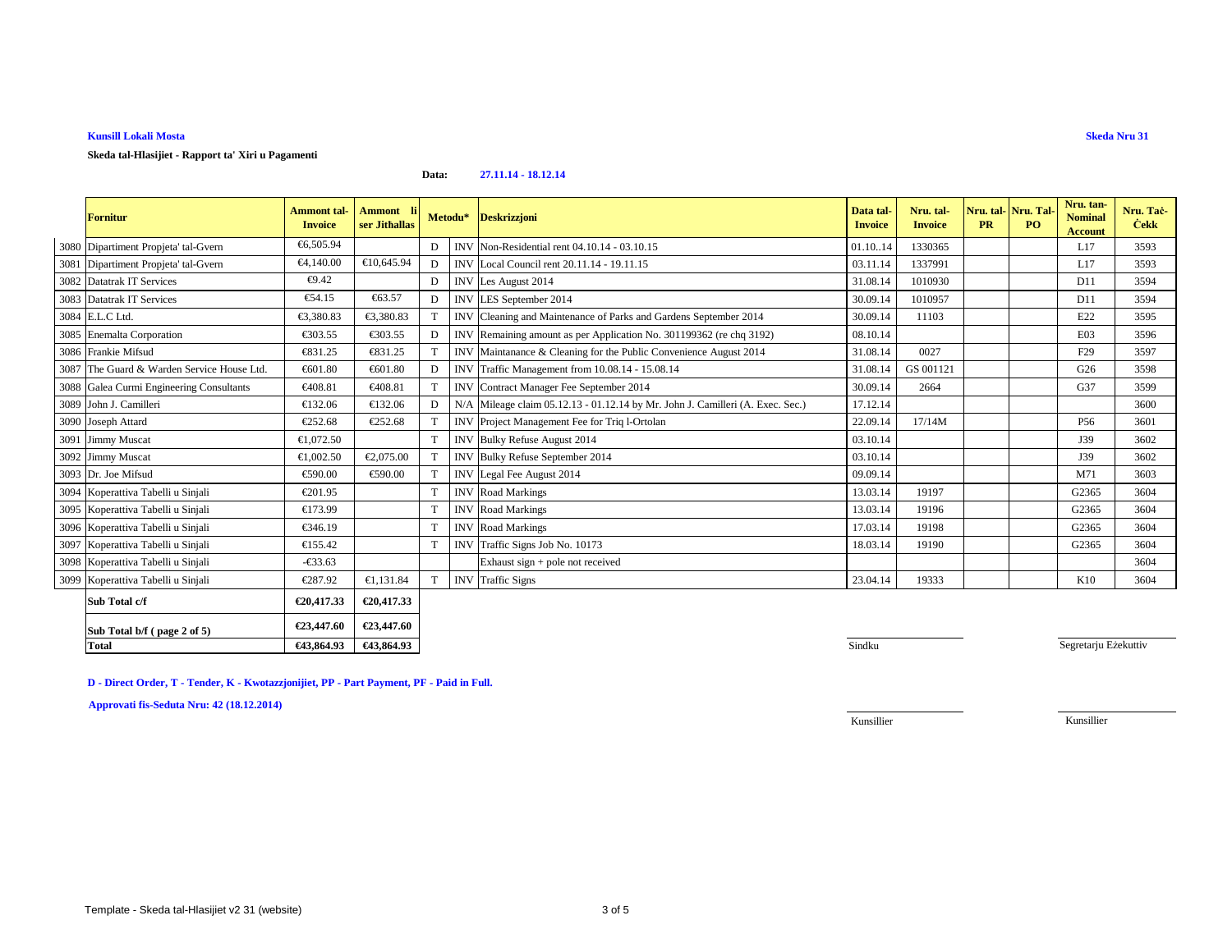**Kunsill Lokali Mosta**

**Skeda Nru 31**

**Skeda tal-Hlasijiet - Rapport ta' Xiri u Pagamenti**

**Data: 27.11.14 - 18.12.14**

| | Fornitur | Ammont tal-Invoice | Ammont li ser Jithallas | Metodu* | | Deskrizzjoni | Data tal-Invoice | Nru. tal-Invoice | Nru. tal-PR | Nru. Tal-PO | Nru. tan-Nominal Account | Nru. Taċ-Ċekk |
|---|---|---|---|---|---|---|---|---|---|---|---|---|
| 3080 | Dipartiment Propjeta' tal-Gvern | €6,505.94 | | D | INV | Non-Residential rent 04.10.14 - 03.10.15 | 01.10..14 | 1330365 | | | L17 | 3593 |
| 3081 | Dipartiment Propjeta' tal-Gvern | €4,140.00 | €10,645.94 | D | INV | Local Council rent 20.11.14 - 19.11.15 | 03.11.14 | 1337991 | | | L17 | 3593 |
| 3082 | Datatrak IT Services | €9.42 | | D | INV | Les August 2014 | 31.08.14 | 1010930 | | | D11 | 3594 |
| 3083 | Datatrak IT Services | €54.15 | €63.57 | D | INV | LES September 2014 | 30.09.14 | 1010957 | | | D11 | 3594 |
| 3084 | E.L.C Ltd. | €3,380.83 | €3,380.83 | T | INV | Cleaning and Maintenance of Parks and Gardens September 2014 | 30.09.14 | 11103 | | | E22 | 3595 |
| 3085 | Enemalta Corporation | €303.55 | €303.55 | D | INV | Remaining amount as per Application No. 301199362 (re chq 3192) | 08.10.14 | | | | E03 | 3596 |
| 3086 | Frankie Mifsud | €831.25 | €831.25 | T | INV | Maintanance & Cleaning for the Public Convenience August 2014 | 31.08.14 | 0027 | | | F29 | 3597 |
| 3087 | The Guard & Warden Service House Ltd. | €601.80 | €601.80 | D | INV | Traffic Management from 10.08.14 - 15.08.14 | 31.08.14 | GS 001121 | | | G26 | 3598 |
| 3088 | Galea Curmi Engineering Consultants | €408.81 | €408.81 | T | INV | Contract Manager Fee September 2014 | 30.09.14 | 2664 | | | G37 | 3599 |
| 3089 | John J. Camilleri | €132.06 | €132.06 | D | N/A | Mileage claim 05.12.13 - 01.12.14 by Mr. John J. Camilleri (A. Exec. Sec.) | 17.12.14 | | | | | 3600 |
| 3090 | Joseph Attard | €252.68 | €252.68 | T | INV | Project Management Fee for Triq l-Ortolan | 22.09.14 | 17/14M | | | P56 | 3601 |
| 3091 | Jimmy Muscat | €1,072.50 | | T | INV | Bulky Refuse August 2014 | 03.10.14 | | | | J39 | 3602 |
| 3092 | Jimmy Muscat | €1,002.50 | €2,075.00 | T | INV | Bulky Refuse September 2014 | 03.10.14 | | | | J39 | 3602 |
| 3093 | Dr. Joe Mifsud | €590.00 | €590.00 | T | INV | Legal Fee August 2014 | 09.09.14 | | | | M71 | 3603 |
| 3094 | Koperattiva Tabelli u Sinjali | €201.95 | | T | INV | Road Markings | 13.03.14 | 19197 | | | G2365 | 3604 |
| 3095 | Koperattiva Tabelli u Sinjali | €173.99 | | T | INV | Road Markings | 13.03.14 | 19196 | | | G2365 | 3604 |
| 3096 | Koperattiva Tabelli u Sinjali | €346.19 | | T | INV | Road Markings | 17.03.14 | 19198 | | | G2365 | 3604 |
| 3097 | Koperattiva Tabelli u Sinjali | €155.42 | | T | INV | Traffic Signs Job No. 10173 | 18.03.14 | 19190 | | | G2365 | 3604 |
| 3098 | Koperattiva Tabelli u Sinjali | -€33.63 | | | | Exhaust sign + pole not received | | | | | | 3604 |
| 3099 | Koperattiva Tabelli u Sinjali | €287.92 | €1,131.84 | T | INV | Traffic Signs | 23.04.14 | 19333 | | | K10 | 3604 |
| | **Sub Total c/f** | **€20,417.33** | **€20,417.33** | | | | | | | | | |
| | **Sub Total b/f ( page 2 of 5)** | **€23,447.60** | **€23,447.60** | | | | | | | | | |
| | **Total** | **€43,864.93** | **€43,864.93** | | | | | | | | | |

Sindku

Segretarju Eżekuttiv

**D - Direct Order, T - Tender, K - Kwotazzjonijiet, PP - Part Payment, PF - Paid in Full.**

**Approvati fis-Seduta Nru: 42 (18.12.2014)**

Kunsillier

Kunsillier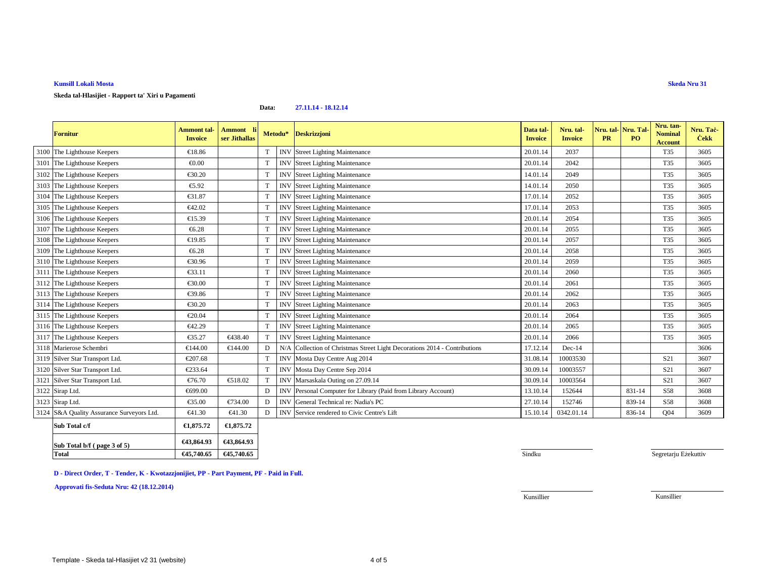**Kunsill Lokali Mosta**

**Skeda Nru 31**

**Skeda tal-Hlasijiet - Rapport ta' Xiri u Pagamenti**

**Data: 27.11.14 - 18.12.14**

| | Fornitur | Ammont tal-Invoice | Ammont li ser Jithallas | Metodu* | | Deskrizzjoni | Data tal-Invoice | Nru. tal-Invoice | Nru. tal-PR | Nru. Tal-PO | Nru. tan-Nominal Account | Nru. Taċ-Ċekk |
|---|---|---|---|---|---|---|---|---|---|---|---|---|
| 3100 | The Lighthouse Keepers | €18.86 | | T | INV | Street Lighting Maintenance | 20.01.14 | 2037 | | | T35 | 3605 |
| 3101 | The Lighthouse Keepers | €0.00 | | T | INV | Street Lighting Maintenance | 20.01.14 | 2042 | | | T35 | 3605 |
| 3102 | The Lighthouse Keepers | €30.20 | | T | INV | Street Lighting Maintenance | 14.01.14 | 2049 | | | T35 | 3605 |
| 3103 | The Lighthouse Keepers | €5.92 | | T | INV | Street Lighting Maintenance | 14.01.14 | 2050 | | | T35 | 3605 |
| 3104 | The Lighthouse Keepers | €31.87 | | T | INV | Street Lighting Maintenance | 17.01.14 | 2052 | | | T35 | 3605 |
| 3105 | The Lighthouse Keepers | €42.02 | | T | INV | Street Lighting Maintenance | 17.01.14 | 2053 | | | T35 | 3605 |
| 3106 | The Lighthouse Keepers | €15.39 | | T | INV | Street Lighting Maintenance | 20.01.14 | 2054 | | | T35 | 3605 |
| 3107 | The Lighthouse Keepers | €6.28 | | T | INV | Street Lighting Maintenance | 20.01.14 | 2055 | | | T35 | 3605 |
| 3108 | The Lighthouse Keepers | €19.85 | | T | INV | Street Lighting Maintenance | 20.01.14 | 2057 | | | T35 | 3605 |
| 3109 | The Lighthouse Keepers | €6.28 | | T | INV | Street Lighting Maintenance | 20.01.14 | 2058 | | | T35 | 3605 |
| 3110 | The Lighthouse Keepers | €30.96 | | T | INV | Street Lighting Maintenance | 20.01.14 | 2059 | | | T35 | 3605 |
| 3111 | The Lighthouse Keepers | €33.11 | | T | INV | Street Lighting Maintenance | 20.01.14 | 2060 | | | T35 | 3605 |
| 3112 | The Lighthouse Keepers | €30.00 | | T | INV | Street Lighting Maintenance | 20.01.14 | 2061 | | | T35 | 3605 |
| 3113 | The Lighthouse Keepers | €39.86 | | T | INV | Street Lighting Maintenance | 20.01.14 | 2062 | | | T35 | 3605 |
| 3114 | The Lighthouse Keepers | €30.20 | | T | INV | Street Lighting Maintenance | 20.01.14 | 2063 | | | T35 | 3605 |
| 3115 | The Lighthouse Keepers | €20.04 | | T | INV | Street Lighting Maintenance | 20.01.14 | 2064 | | | T35 | 3605 |
| 3116 | The Lighthouse Keepers | €42.29 | | T | INV | Street Lighting Maintenance | 20.01.14 | 2065 | | | T35 | 3605 |
| 3117 | The Lighthouse Keepers | €35.27 | €438.40 | T | INV | Street Lighting Maintenance | 20.01.14 | 2066 | | | T35 | 3605 |
| 3118 | Marierose Schembri | €144.00 | €144.00 | D | N/A | Collection of Christmas Street Light Decorations 2014 - Contributions | 17.12.14 | Dec-14 | | | | 3606 |
| 3119 | Silver Star Transport Ltd. | €207.68 | | T | INV | Mosta Day Centre Aug 2014 | 31.08.14 | 10003530 | | | S21 | 3607 |
| 3120 | Silver Star Transport Ltd. | €233.64 | | T | INV | Mosta Day Centre Sep 2014 | 30.09.14 | 10003557 | | | S21 | 3607 |
| 3121 | Silver Star Transport Ltd. | €76.70 | €518.02 | T | INV | Marsaskala Outing on 27.09.14 | 30.09.14 | 10003564 | | | S21 | 3607 |
| 3122 | Sirap Ltd. | €699.00 | | D | INV | Personal Computer for Library (Paid from Library Account) | 13.10.14 | 152644 | | 831-14 | S58 | 3608 |
| 3123 | Sirap Ltd. | €35.00 | €734.00 | D | INV | General Technical re: Nadia's PC | 27.10.14 | 152746 | | 839-14 | S58 | 3608 |
| 3124 | S&A Quality Assurance Surveyors Ltd. | €41.30 | €41.30 | D | INV | Service rendered to Civic Centre's Lift | 15.10.14 | 0342.01.14 | | 836-14 | Q04 | 3609 |
| | **Sub Total c/f** | **€1,875.72** | **€1,875.72** | | | | | | | | | |
| | **Sub Total b/f ( page 3 of 5)** | **€43,864.93** | **€43,864.93** | | | | | | | | | |
| | **Total** | **€45,740.65** | **€45,740.65** | | | | | | | | | |

Sindku

Segretarju Eżekuttiv

**D - Direct Order, T - Tender, K - Kwotazzjonijiet, PP - Part Payment, PF - Paid in Full.**

**Approvati fis-Seduta Nru: 42 (18.12.2014)**

Kunsillier

Kunsillier

Template - Skeda tal-Hlasijiet v2 31 (website)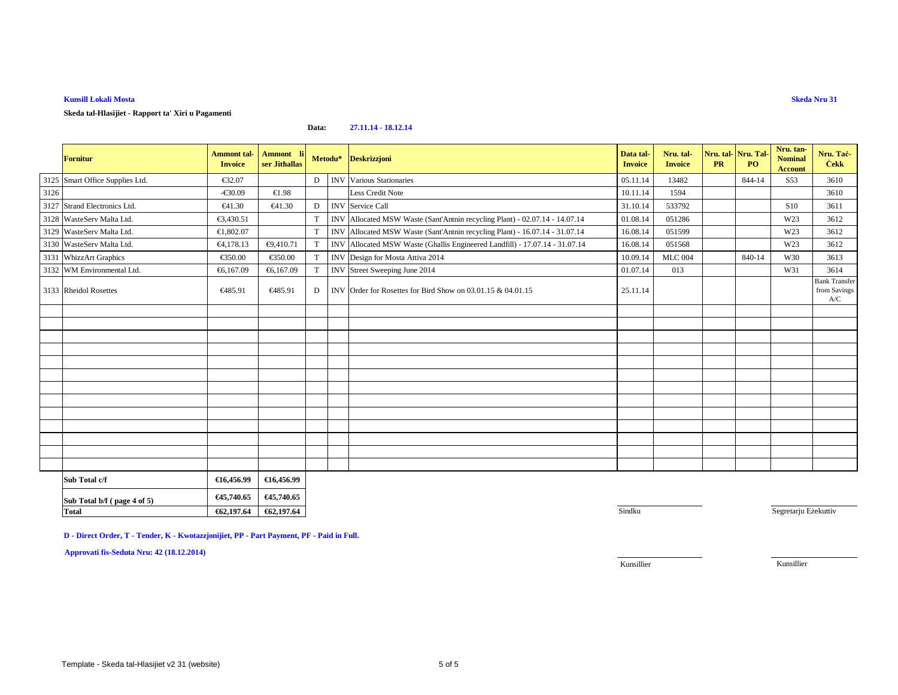**Kunsill Lokali Mosta**

**Skeda Nru 31**

**Skeda tal-Hlasijiet - Rapport ta' Xiri u Pagamenti**

**Data: 27.11.14 - 18.12.14**

| | Fornitur | Ammont tal-Invoice | Ammont li ser Jithallas | Metodu* | | Deskrizzjoni | Data tal-Invoice | Nru. tal-Invoice | Nru. tal-PR | Nru. Tal-PO | Nru. tan-Nominal Account | Nru. Taċ-Ċekk |
|---|---|---|---|---|---|---|---|---|---|---|---|---|
| 3125 | Smart Office Supplies Ltd. | €32.07 | | D | INV | Various Stationaries | 05.11.14 | 13482 | | 844-14 | S53 | 3610 |
| 3126 | | -€30.09 | €1.98 | | | Less Credit Note | 10.11.14 | 1594 | | | | 3610 |
| 3127 | Strand Electronics Ltd. | €41.30 | €41.30 | D | INV | Service Call | 31.10.14 | 533792 | | | S10 | 3611 |
| 3128 | WasteServ Malta Ltd. | €3,430.51 | | T | INV | Allocated MSW Waste (Sant'Antnin recycling Plant) - 02.07.14 - 14.07.14 | 01.08.14 | 051286 | | | W23 | 3612 |
| 3129 | WasteServ Malta Ltd. | €1,802.07 | | T | INV | Allocated MSW Waste (Sant'Antnin recycling Plant) - 16.07.14 - 31.07.14 | 16.08.14 | 051599 | | | W23 | 3612 |
| 3130 | WasteServ Malta Ltd. | €4,178.13 | €9,410.71 | T | INV | Allocated MSW Waste (Ghallis Engineered Landfill) - 17.07.14 - 31.07.14 | 16.08.14 | 051568 | | | W23 | 3612 |
| 3131 | WhizzArt Graphics | €350.00 | €350.00 | T | INV | Design for Mosta Attiva 2014 | 10.09.14 | MLC 004 | | 840-14 | W30 | 3613 |
| 3132 | WM Environmental Ltd. | €6,167.09 | €6,167.09 | T | INV | Street Sweeping June 2014 | 01.07.14 | 013 | | | W31 | 3614 |
| 3133 | Rheidol Rosettes | €485.91 | €485.91 | D | INV | Order for Rosettes for Bird Show on 03.01.15 & 04.01.15 | 25.11.14 | | | | | Bank Transfer from Savings A/C |

| | | |
|---|---|---|
| **Sub Total c/f** | **€16,456.99** | **€16,456.99** |
| **Sub Total b/f ( page 4 of 5)** | **€45,740.65** | **€45,740.65** |
| **Total** | **€62,197.64** | **€62,197.64** |

Sindku

Segretarju Eżekuttiv

**D - Direct Order, T - Tender, K - Kwotazzjonijiet, PP - Part Payment, PF - Paid in Full.**

**Approvati fis-Seduta Nru: 42 (18.12.2014)**

Kunsillier

Kunsillier